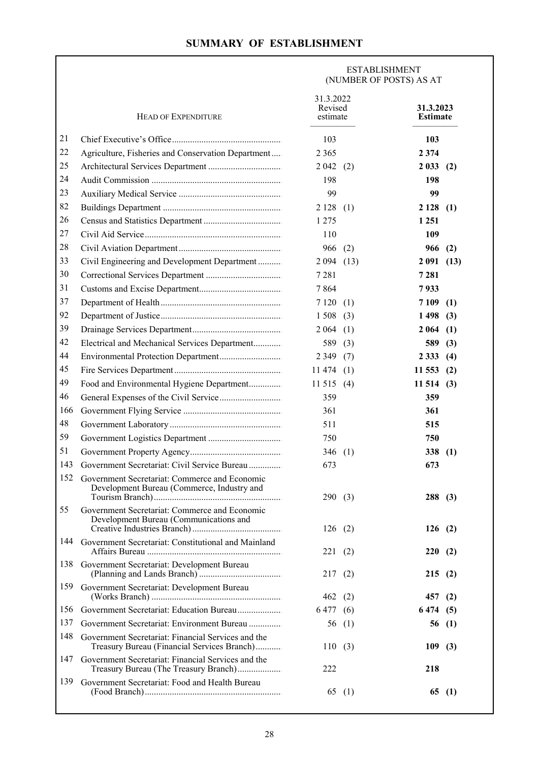# SUMMARY OF ESTABLISHMENT

| | HEAD OF EXPENDITURE | ESTABLISHMENT (NUMBER OF POSTS) AS AT 31.3.2022 Revised estimate | | **31.3.2023 Estimate** | |
|---|---|---|---|---|---|
| 21 | Chief Executive's Office | 103 | | **103** | |
| 22 | Agriculture, Fisheries and Conservation Department | 2 365 | | **2 374** | |
| 25 | Architectural Services Department | 2 042 | (2) | **2 033** | **(2)** |
| 24 | Audit Commission | 198 | | **198** | |
| 23 | Auxiliary Medical Service | 99 | | **99** | |
| 82 | Buildings Department | 2 128 | (1) | **2 128** | **(1)** |
| 26 | Census and Statistics Department | 1 275 | | **1 251** | |
| 27 | Civil Aid Service | 110 | | **109** | |
| 28 | Civil Aviation Department | 966 | (2) | **966** | **(2)** |
| 33 | Civil Engineering and Development Department | 2 094 | (13) | **2 091** | **(13)** |
| 30 | Correctional Services Department | 7 281 | | **7 281** | |
| 31 | Customs and Excise Department | 7 864 | | **7 933** | |
| 37 | Department of Health | 7 120 | (1) | **7 109** | **(1)** |
| 92 | Department of Justice | 1 508 | (3) | **1 498** | **(3)** |
| 39 | Drainage Services Department | 2 064 | (1) | **2 064** | **(1)** |
| 42 | Electrical and Mechanical Services Department | 589 | (3) | **589** | **(3)** |
| 44 | Environmental Protection Department | 2 349 | (7) | **2 333** | **(4)** |
| 45 | Fire Services Department | 11 474 | (1) | **11 553** | **(2)** |
| 49 | Food and Environmental Hygiene Department | 11 515 | (4) | **11 514** | **(3)** |
| 46 | General Expenses of the Civil Service | 359 | | **359** | |
| 166 | Government Flying Service | 361 | | **361** | |
| 48 | Government Laboratory | 511 | | **515** | |
| 59 | Government Logistics Department | 750 | | **750** | |
| 51 | Government Property Agency | 346 | (1) | **338** | **(1)** |
| 143 | Government Secretariat: Civil Service Bureau | 673 | | **673** | |
| 152 | Government Secretariat: Commerce and Economic Development Bureau (Commerce, Industry and Tourism Branch) | 290 | (3) | **288** | **(3)** |
| 55 | Government Secretariat: Commerce and Economic Development Bureau (Communications and Creative Industries Branch) | 126 | (2) | **126** | **(2)** |
| 144 | Government Secretariat: Constitutional and Mainland Affairs Bureau | 221 | (2) | **220** | **(2)** |
| 138 | Government Secretariat: Development Bureau (Planning and Lands Branch) | 217 | (2) | **215** | **(2)** |
| 159 | Government Secretariat: Development Bureau (Works Branch) | 462 | (2) | **457** | **(2)** |
| 156 | Government Secretariat: Education Bureau | 6 477 | (6) | **6 474** | **(5)** |
| 137 | Government Secretariat: Environment Bureau | 56 | (1) | **56** | **(1)** |
| 148 | Government Secretariat: Financial Services and the Treasury Bureau (Financial Services Branch) | 110 | (3) | **109** | **(3)** |
| 147 | Government Secretariat: Financial Services and the Treasury Bureau (The Treasury Branch) | 222 | | **218** | |
| 139 | Government Secretariat: Food and Health Bureau (Food Branch) | 65 | (1) | **65** | **(1)** |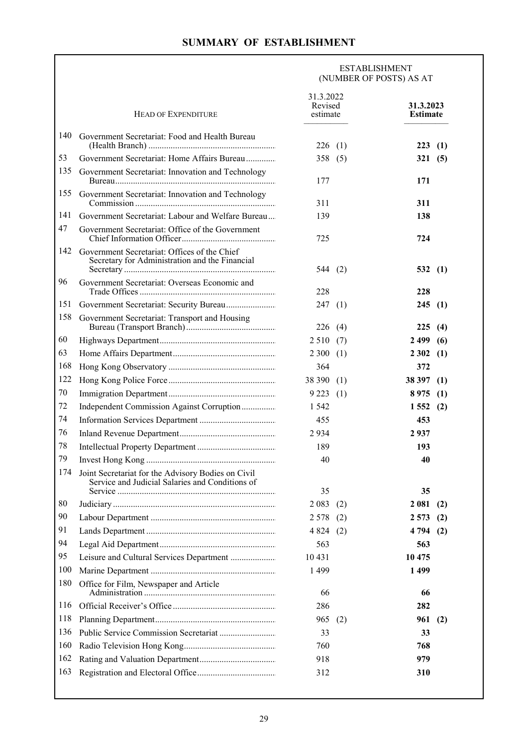# SUMMARY OF ESTABLISHMENT

| | Head of Expenditure | Establishment (Number of Posts) as at 31.3.2022 Revised estimate | | Establishment (Number of Posts) as at 31.3.2023 Estimate | |
|---|---|---|---|---|---|
| 140 | Government Secretariat: Food and Health Bureau (Health Branch) | 226 | (1) | **223** | **(1)** |
| 53 | Government Secretariat: Home Affairs Bureau | 358 | (5) | **321** | **(5)** |
| 135 | Government Secretariat: Innovation and Technology Bureau | 177 | | **171** | |
| 155 | Government Secretariat: Innovation and Technology Commission | 311 | | **311** | |
| 141 | Government Secretariat: Labour and Welfare Bureau | 139 | | **138** | |
| 47 | Government Secretariat: Office of the Government Chief Information Officer | 725 | | **724** | |
| 142 | Government Secretariat: Offices of the Chief Secretary for Administration and the Financial Secretary | 544 | (2) | **532** | **(1)** |
| 96 | Government Secretariat: Overseas Economic and Trade Offices | 228 | | **228** | |
| 151 | Government Secretariat: Security Bureau | 247 | (1) | **245** | **(1)** |
| 158 | Government Secretariat: Transport and Housing Bureau (Transport Branch) | 226 | (4) | **225** | **(4)** |
| 60 | Highways Department | 2 510 | (7) | **2 499** | **(6)** |
| 63 | Home Affairs Department | 2 300 | (1) | **2 302** | **(1)** |
| 168 | Hong Kong Observatory | 364 | | **372** | |
| 122 | Hong Kong Police Force | 38 390 | (1) | **38 397** | **(1)** |
| 70 | Immigration Department | 9 223 | (1) | **8 975** | **(1)** |
| 72 | Independent Commission Against Corruption | 1 542 | | **1 552** | **(2)** |
| 74 | Information Services Department | 455 | | **453** | |
| 76 | Inland Revenue Department | 2 934 | | **2 937** | |
| 78 | Intellectual Property Department | 189 | | **193** | |
| 79 | Invest Hong Kong | 40 | | **40** | |
| 174 | Joint Secretariat for the Advisory Bodies on Civil Service and Judicial Salaries and Conditions of Service | 35 | | **35** | |
| 80 | Judiciary | 2 083 | (2) | **2 081** | **(2)** |
| 90 | Labour Department | 2 578 | (2) | **2 573** | **(2)** |
| 91 | Lands Department | 4 824 | (2) | **4 794** | **(2)** |
| 94 | Legal Aid Department | 563 | | **563** | |
| 95 | Leisure and Cultural Services Department | 10 431 | | **10 475** | |
| 100 | Marine Department | 1 499 | | **1 499** | |
| 180 | Office for Film, Newspaper and Article Administration | 66 | | **66** | |
| 116 | Official Receiver's Office | 286 | | **282** | |
| 118 | Planning Department | 965 | (2) | **961** | **(2)** |
| 136 | Public Service Commission Secretariat | 33 | | **33** | |
| 160 | Radio Television Hong Kong | 760 | | **768** | |
| 162 | Rating and Valuation Department | 918 | | **979** | |
| 163 | Registration and Electoral Office | 312 | | **310** | |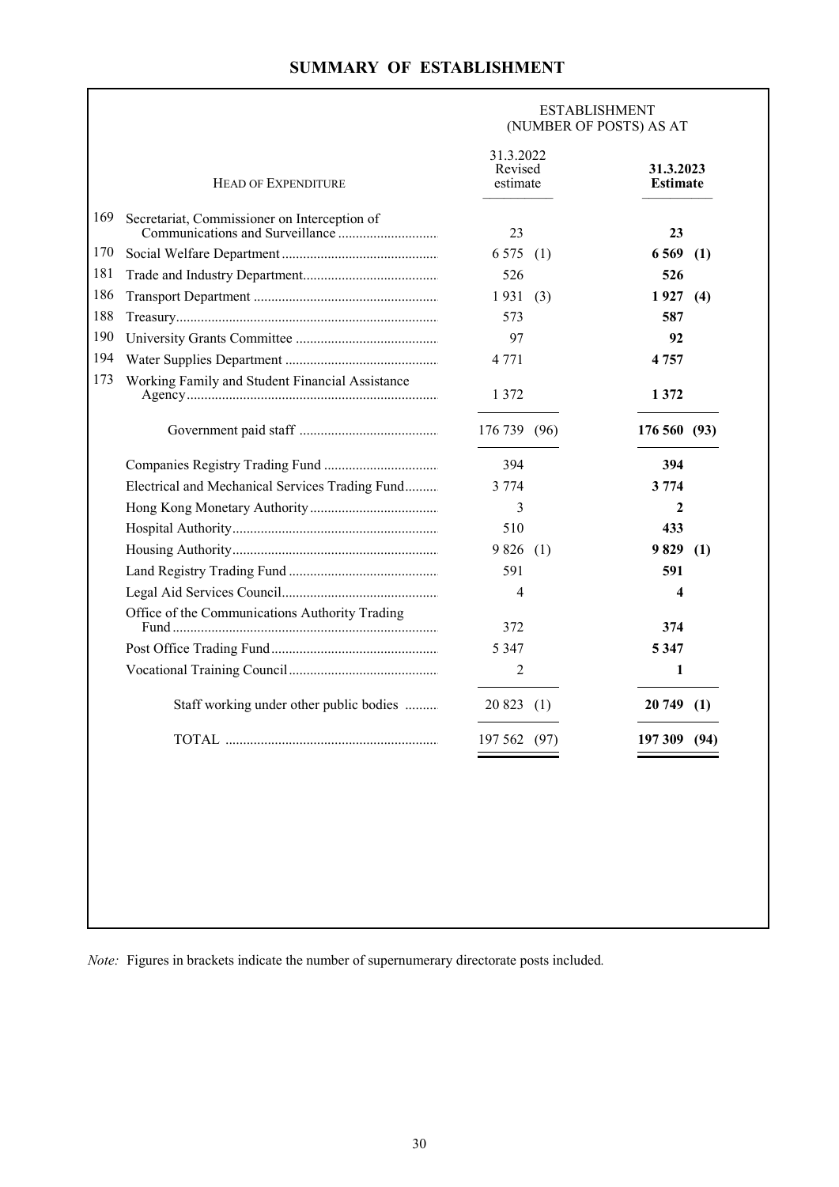# SUMMARY OF ESTABLISHMENT

| | Head of Expenditure | Establishment (Number of Posts) as at 31.3.2022 Revised estimate | | Establishment (Number of Posts) as at **31.3.2023 Estimate** | |
|---|---|---|---|---|---|
| 169 | Secretariat, Commissioner on Interception of Communications and Surveillance | 23 | | **23** | |
| 170 | Social Welfare Department | 6 575 | (1) | **6 569** | **(1)** |
| 181 | Trade and Industry Department | 526 | | **526** | |
| 186 | Transport Department | 1 931 | (3) | **1 927** | **(4)** |
| 188 | Treasury | 573 | | **587** | |
| 190 | University Grants Committee | 97 | | **92** | |
| 194 | Water Supplies Department | 4 771 | | **4 757** | |
| 173 | Working Family and Student Financial Assistance Agency | 1 372 | | **1 372** | |
| | Government paid staff | 176 739 | (96) | **176 560** | **(93)** |
| | Companies Registry Trading Fund | 394 | | **394** | |
| | Electrical and Mechanical Services Trading Fund | 3 774 | | **3 774** | |
| | Hong Kong Monetary Authority | 3 | | **2** | |
| | Hospital Authority | 510 | | **433** | |
| | Housing Authority | 9 826 | (1) | **9 829** | **(1)** |
| | Land Registry Trading Fund | 591 | | **591** | |
| | Legal Aid Services Council | 4 | | **4** | |
| | Office of the Communications Authority Trading Fund | 372 | | **374** | |
| | Post Office Trading Fund | 5 347 | | **5 347** | |
| | Vocational Training Council | 2 | | **1** | |
| | Staff working under other public bodies | 20 823 | (1) | **20 749** | **(1)** |
| | TOTAL | 197 562 | (97) | **197 309** | **(94)** |

*Note:* Figures in brackets indicate the number of supernumerary directorate posts included.